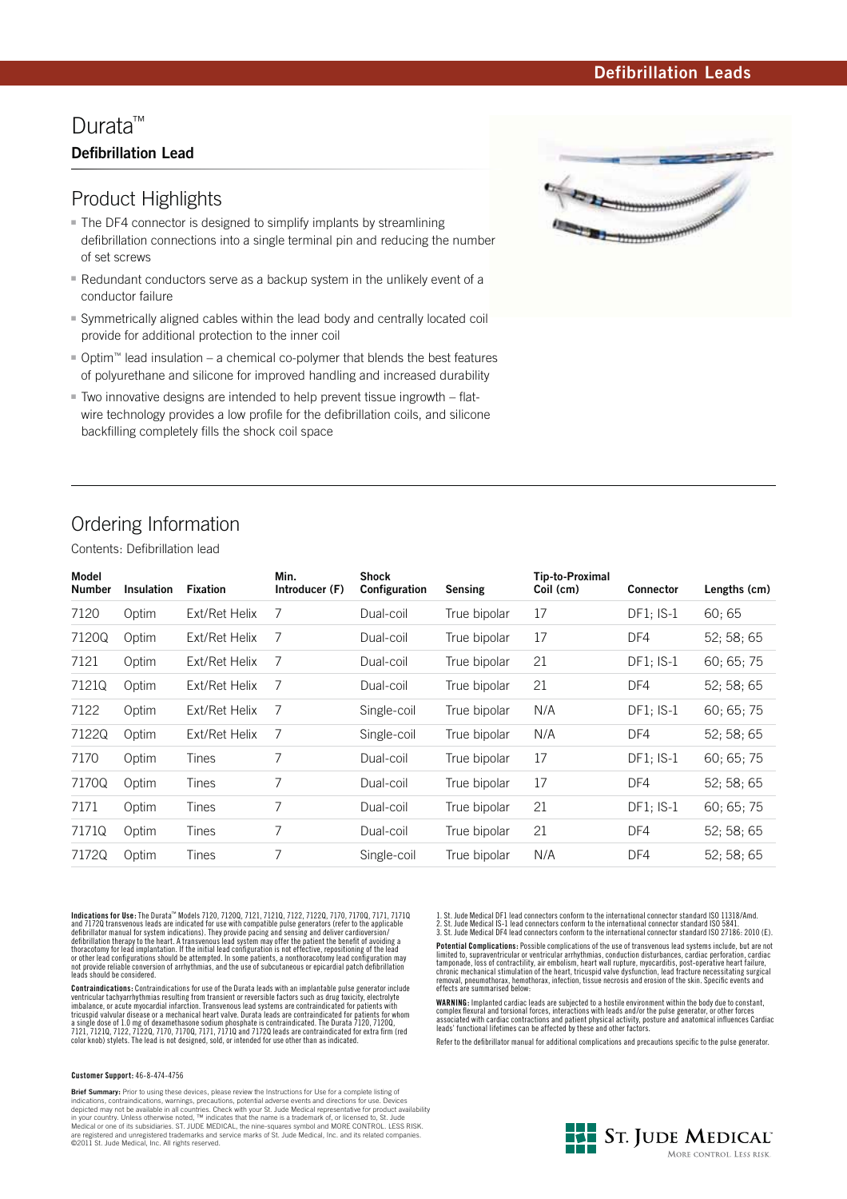Defibrillation Leads

# Durata™

## Defibrillation Lead

## Product Highlights

- The DF4 connector is designed to simplify implants by streamlining defibrillation connections into a single terminal pin and reducing the number of set screws
- Redundant conductors serve as a backup system in the unlikely event of a conductor failure
- Symmetrically aligned cables within the lead body and centrally located coil provide for additional protection to the inner coil
- Optim™ lead insulation – a chemical co-polymer that blends the best features of polyurethane and silicone for improved handling and increased durability
- Two innovative designs are intended to help prevent tissue ingrowth – flat-wire technology provides a low profile for the defibrillation coils, and silicone backfilling completely fills the shock coil space

## Ordering Information

Contents: Defibrillation lead

| Model Number | Insulation | Fixation | Min. Introducer (F) | Shock Configuration | Sensing | Tip-to-Proximal Coil (cm) | Connector | Lengths (cm) |
|---|---|---|---|---|---|---|---|---|
| 7120 | Optim | Ext/Ret Helix | 7 | Dual-coil | True bipolar | 17 | DF1; IS-1 | 60; 65 |
| 7120Q | Optim | Ext/Ret Helix | 7 | Dual-coil | True bipolar | 17 | DF4 | 52; 58; 65 |
| 7121 | Optim | Ext/Ret Helix | 7 | Dual-coil | True bipolar | 21 | DF1; IS-1 | 60; 65; 75 |
| 7121Q | Optim | Ext/Ret Helix | 7 | Dual-coil | True bipolar | 21 | DF4 | 52; 58; 65 |
| 7122 | Optim | Ext/Ret Helix | 7 | Single-coil | True bipolar | N/A | DF1; IS-1 | 60; 65; 75 |
| 7122Q | Optim | Ext/Ret Helix | 7 | Single-coil | True bipolar | N/A | DF4 | 52; 58; 65 |
| 7170 | Optim | Tines | 7 | Dual-coil | True bipolar | 17 | DF1; IS-1 | 60; 65; 75 |
| 7170Q | Optim | Tines | 7 | Dual-coil | True bipolar | 17 | DF4 | 52; 58; 65 |
| 7171 | Optim | Tines | 7 | Dual-coil | True bipolar | 21 | DF1; IS-1 | 60; 65; 75 |
| 7171Q | Optim | Tines | 7 | Dual-coil | True bipolar | 21 | DF4 | 52; 58; 65 |
| 7172Q | Optim | Tines | 7 | Single-coil | True bipolar | N/A | DF4 | 52; 58; 65 |

**Indications for Use:** The Durata™ Models 7120, 7120Q, 7121, 7121Q, 7122, 7122Q, 7170, 7170Q, 7171, 7171Q and 7172Q transvenous leads are indicated for use with compatible pulse generators (refer to the applicable defibrillator manual for system indications). They provide pacing and sensing and deliver cardioversion/defibrillation therapy to the heart. A transvenous lead system may offer the patient the benefit of avoiding a thoracotomy for lead implantation. If the initial lead configuration is not effective, repositioning of the lead or other lead configurations should be attempted. In some patients, a nonthoracotomy lead configuration may not provide reliable conversion of arrhythmias, and the use of subcutaneous or epicardial patch defibrillation leads should be considered.

**Contraindications:** Contraindications for use of the Durata leads with an implantable pulse generator include ventricular tachyarrhythmias resulting from transient or reversible factors such as drug toxicity, electrolyte imbalance, or acute myocardial infarction. Transvenous lead systems are contraindicated for patients with tricuspid valvular disease or a mechanical heart valve. Durata leads are contraindicated for patients for whom a single dose of 1.0 mg of dexamethasone sodium phosphate is contraindicated. The Durata 7120, 7120Q, 7121, 7121Q, 7122, 7122Q, 7170, 7170Q, 7171, 7171Q and 7172Q leads are contraindicated for extra firm (red color knob) stylets. The lead is not designed, sold, or intended for use other than as indicated.

1. St. Jude Medical DF1 lead connectors conform to the international connector standard ISO 11318/Amd.
2. St. Jude Medical IS-1 lead connectors conform to the international connector standard ISO 5841.
3. St. Jude Medical DF4 lead connectors conform to the international connector standard ISO 27186: 2010 (E).

**Potential Complications:** Possible complications of the use of transvenous lead systems include, but are not limited to, supraventricular or ventricular arrhythmias, conduction disturbances, cardiac perforation, cardiac tamponade, loss of contractility, air embolism, heart wall rupture, myocarditis, post-operative heart failure, chronic mechanical stimulation of the heart, tricuspid valve dysfunction, lead fracture necessitating surgical removal, pneumothorax, hemothorax, infection, tissue necrosis and erosion of the skin. Specific events and effects are summarised below:

**WARNING:** Implanted cardiac leads are subjected to a hostile environment within the body due to constant, complex flexural and torsional forces, interactions with leads and/or the pulse generator, or other forces associated with cardiac contractions and patient physical activity, posture and anatomical influences Cardiac leads' functional lifetimes can be affected by these and other factors.

Refer to the defibrillator manual for additional complications and precautions specific to the pulse generator.

**Customer Support:** 46-8-474-4756

**Brief Summary:** Prior to using these devices, please review the Instructions for Use for a complete listing of indications, contraindications, warnings, precautions, potential adverse events and directions for use. Devices depicted may not be available in all countries. Check with your St. Jude Medical representative for product availability in your country. Unless otherwise noted, ™ indicates that the name is a trademark of, or licensed to, St. Jude Medical or one of its subsidiaries. ST. JUDE MEDICAL, the nine-squares symbol and MORE CONTROL. LESS RISK. are registered and unregistered trademarks and service marks of St. Jude Medical, Inc. and its related companies. ©2011 St. Jude Medical, Inc. All rights reserved.

St. Jude Medical
More control. Less risk.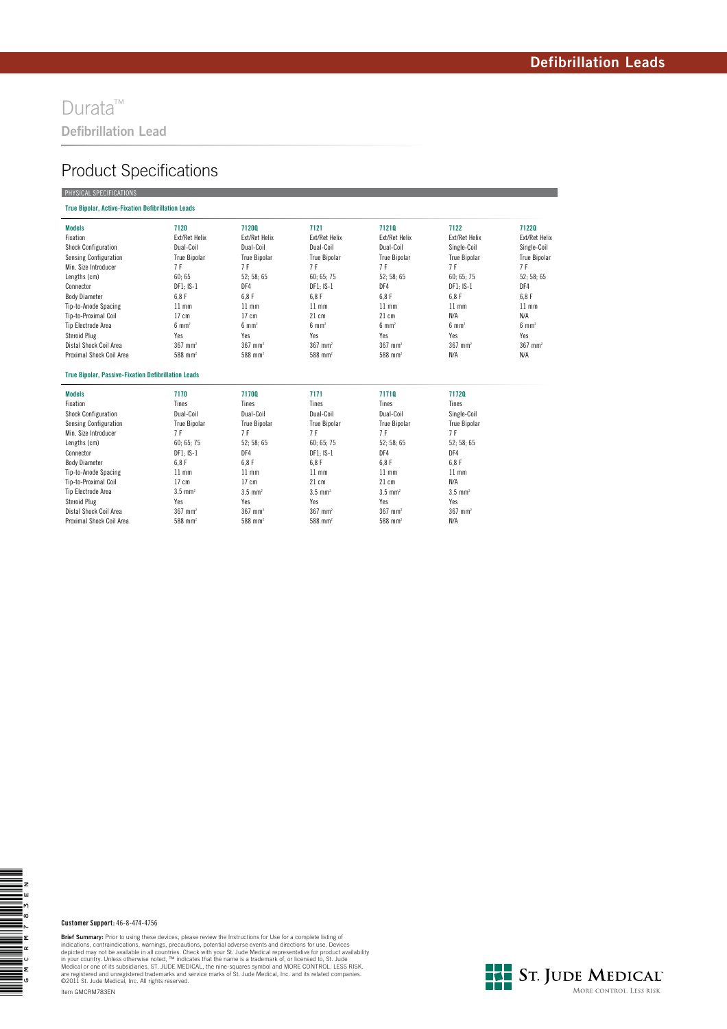## Defibrillation Leads

# Durata™

### Defibrillation Lead

## Product Specifications

PHYSICAL SPECIFICATIONS

**True Bipolar, Active-Fixation Defibrillation Leads**

| Models | 7120 | 7120Q | 7121 | 7121Q | 7122 | 7122Q |
|---|---|---|---|---|---|---|
| Fixation | Ext/Ret Helix | Ext/Ret Helix | Ext/Ret Helix | Ext/Ret Helix | Ext/Ret Helix | Ext/Ret Helix |
| Shock Configuration | Dual-Coil | Dual-Coil | Dual-Coil | Dual-Coil | Single-Coil | Single-Coil |
| Sensing Configuration | True Bipolar | True Bipolar | True Bipolar | True Bipolar | True Bipolar | True Bipolar |
| Min. Size Introducer | 7 F | 7 F | 7 F | 7 F | 7 F | 7 F |
| Lengths (cm) | 60; 65 | 52; 58; 65 | 60; 65; 75 | 52; 58; 65 | 60; 65; 75 | 52; 58; 65 |
| Connector | DF1; IS-1 | DF4 | DF1; IS-1 | DF4 | DF1; IS-1 | DF4 |
| Body Diameter | 6,8 F | 6,8 F | 6,8 F | 6,8 F | 6,8 F | 6,8 F |
| Tip-to-Anode Spacing | 11 mm | 11 mm | 11 mm | 11 mm | 11 mm | 11 mm |
| Tip-to-Proximal Coil | 17 cm | 17 cm | 21 cm | 21 cm | N/A | N/A |
| Tip Electrode Area | 6 mm² | 6 mm² | 6 mm² | 6 mm² | 6 mm² | 6 mm² |
| Steroid Plug | Yes | Yes | Yes | Yes | Yes | Yes |
| Distal Shock Coil Area | 367 mm² | 367 mm² | 367 mm² | 367 mm² | 367 mm² | 367 mm² |
| Proximal Shock Coil Area | 588 mm² | 588 mm² | 588 mm² | 588 mm² | N/A | N/A |

**True Bipolar, Passive-Fixation Defibrillation Leads**

| Models | 7170 | 7170Q | 7171 | 7171Q | 7172Q |
|---|---|---|---|---|---|
| Fixation | Tines | Tines | Tines | Tines | Tines |
| Shock Configuration | Dual-Coil | Dual-Coil | Dual-Coil | Dual-Coil | Single-Coil |
| Sensing Configuration | True Bipolar | True Bipolar | True Bipolar | True Bipolar | True Bipolar |
| Min. Size Introducer | 7 F | 7 F | 7 F | 7 F | 7 F |
| Lengths (cm) | 60; 65; 75 | 52; 58; 65 | 60; 65; 75 | 52; 58; 65 | 52; 58; 65 |
| Connector | DF1; IS-1 | DF4 | DF1; IS-1 | DF4 | DF4 |
| Body Diameter | 6,8 F | 6,8 F | 6,8 F | 6,8 F | 6,8 F |
| Tip-to-Anode Spacing | 11 mm | 11 mm | 11 mm | 11 mm | 11 mm |
| Tip-to-Proximal Coil | 17 cm | 17 cm | 21 cm | 21 cm | N/A |
| Tip Electrode Area | 3.5 mm² | 3.5 mm² | 3.5 mm² | 3.5 mm² | 3.5 mm² |
| Steroid Plug | Yes | Yes | Yes | Yes | Yes |
| Distal Shock Coil Area | 367 mm² | 367 mm² | 367 mm² | 367 mm² | 367 mm² |
| Proximal Shock Coil Area | 588 mm² | 588 mm² | 588 mm² | 588 mm² | N/A |

**Customer Support:** 46-8-474-4756

**Brief Summary:** Prior to using these devices, please review the Instructions for Use for a complete listing of indications, contraindications, warnings, precautions, potential adverse events and directions for use. Devices depicted may not be available in all countries. Check with your St. Jude Medical representative for product availability in your country. Unless otherwise noted, ™ indicates that the name is a trademark of, or licensed to, St. Jude Medical or one of its subsidiaries. ST. JUDE MEDICAL, the nine-squares symbol and MORE CONTROL. LESS RISK. are registered and unregistered trademarks and service marks of St. Jude Medical, Inc. and its related companies. ©2011 St. Jude Medical, Inc. All rights reserved.

Item GMCRM783EN

ST. JUDE MEDICAL™
MORE CONTROL. LESS RISK.